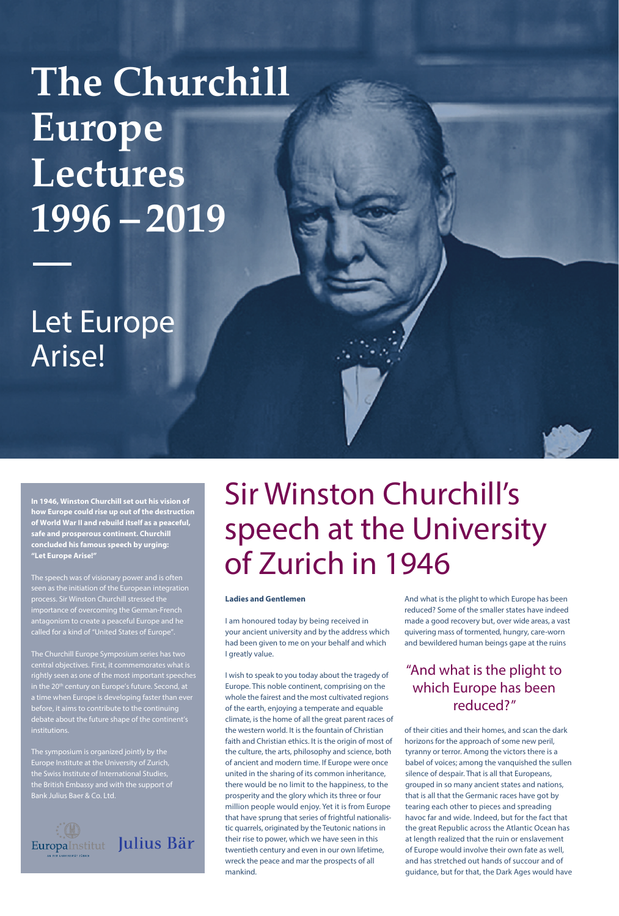# The Churchill Europe Lectures 1996 – 2019

## Let Europe Arise!

**In 1946, Winston Churchill set out his vision of how Europe could rise up out of the destruction of World War II and rebuild itself as a peaceful, safe and prosperous continent. Churchill concluded his famous speech by urging: "Let Europe Arise!"**

The speech was of visionary power and is often seen as the initiation of the European integration process. Sir Winston Churchill stressed the importance of overcoming the German-French antagonism to create a peaceful Europe and he called for a kind of "United States of Europe".

The Churchill Europe Symposium series has two central objectives. First, it commemorates what is rightly seen as one of the most important speeches in the 20th century on Europe's future. Second, at a time when Europe is developing faster than ever before, it aims to contribute to the continuing debate about the future shape of the continent's institutions.

The symposium is organized jointly by the Europe Institute at the University of Zurich, the Swiss Institute of International Studies, the British Embassy and with the support of Bank Julius Baer & Co. Ltd.

EuropaInstitut Julius Bär

# Sir Winston Churchill's speech at the University of Zurich in 1946

**Ladies and Gentlemen**

I am honoured today by being received in your ancient university and by the address which had been given to me on your behalf and which I greatly value.

I wish to speak to you today about the tragedy of Europe. This noble continent, comprising on the whole the fairest and the most cultivated regions of the earth, enjoying a temperate and equable climate, is the home of all the great parent races of the western world. It is the fountain of Christian faith and Christian ethics. It is the origin of most of the culture, the arts, philosophy and science, both of ancient and modern time. If Europe were once united in the sharing of its common inheritance, there would be no limit to the happiness, to the prosperity and the glory which its three or four million people would enjoy. Yet it is from Europe that have sprung that series of frightful nationalistic quarrels, originated by the Teutonic nations in their rise to power, which we have seen in this twentieth century and even in our own lifetime, wreck the peace and mar the prospects of all mankind.

And what is the plight to which Europe has been reduced? Some of the smaller states have indeed made a good recovery but, over wide areas, a vast quivering mass of tormented, hungry, care-worn and bewildered human beings gape at the ruins

> "And what is the plight to which Europe has been reduced?"

of their cities and their homes, and scan the dark horizons for the approach of some new peril, tyranny or terror. Among the victors there is a babel of voices; among the vanquished the sullen silence of despair. That is all that Europeans, grouped in so many ancient states and nations, that is all that the Germanic races have got by tearing each other to pieces and spreading havoc far and wide. Indeed, but for the fact that the great Republic across the Atlantic Ocean has at length realized that the ruin or enslavement of Europe would involve their own fate as well, and has stretched out hands of succour and of guidance, but for that, the Dark Ages would have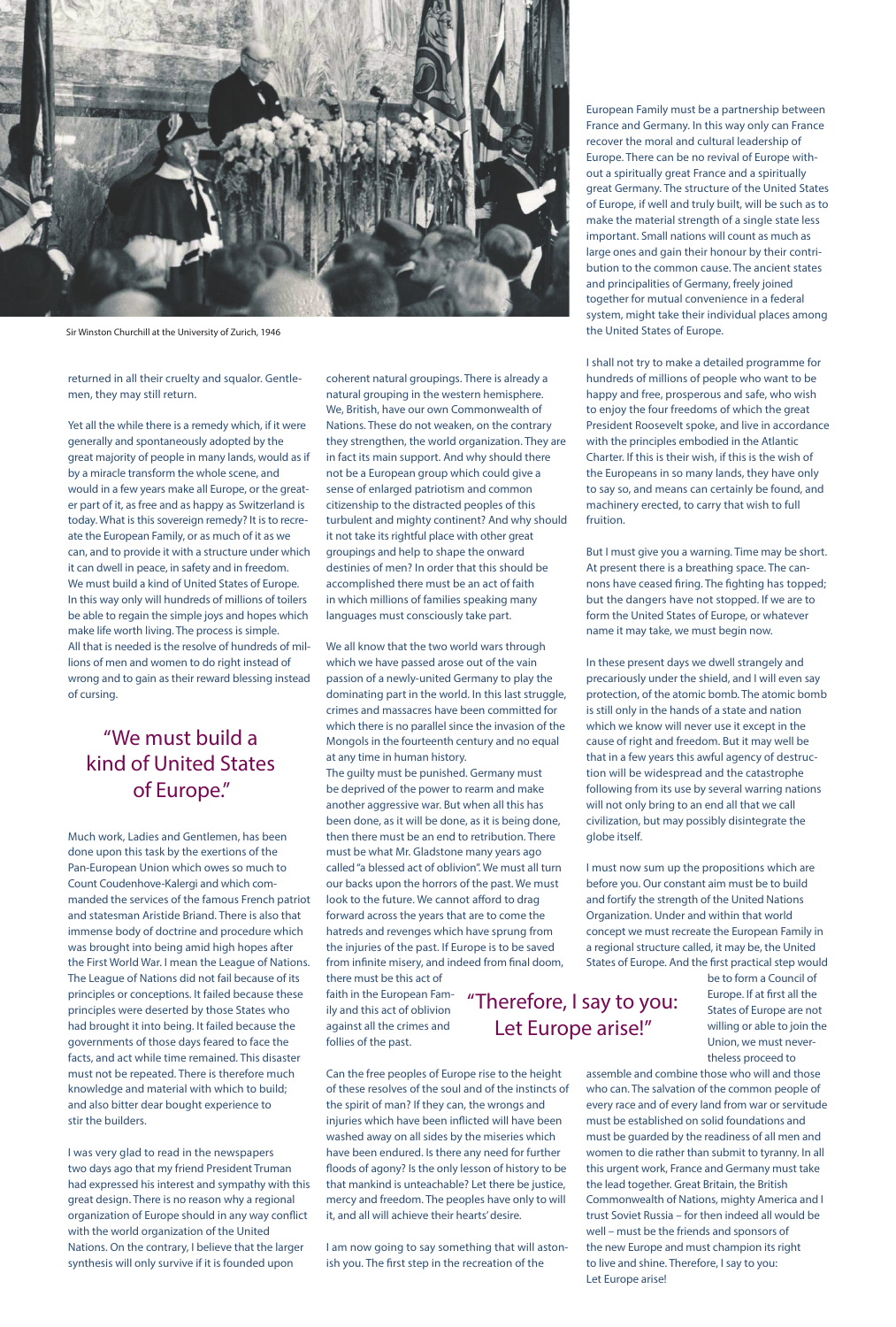Sir Winston Churchill at the University of Zurich, 1946

returned in all their cruelty and squalor. Gentlemen, they may still return.

Yet all the while there is a remedy which, if it were generally and spontaneously adopted by the great majority of people in many lands, would as if by a miracle transform the whole scene, and would in a few years make all Europe, or the greater part of it, as free and as happy as Switzerland is today. What is this sovereign remedy? It is to recreate the European Family, or as much of it as we can, and to provide it with a structure under which it can dwell in peace, in safety and in freedom. We must build a kind of United States of Europe. In this way only will hundreds of millions of toilers be able to regain the simple joys and hopes which make life worth living. The process is simple. All that is needed is the resolve of hundreds of millions of men and women to do right instead of wrong and to gain as their reward blessing instead of cursing.

> "We must build a kind of United States of Europe."

Much work, Ladies and Gentlemen, has been done upon this task by the exertions of the Pan-European Union which owes so much to Count Coudenhove-Kalergi and which commanded the services of the famous French patriot and statesman Aristide Briand. There is also that immense body of doctrine and procedure which was brought into being amid high hopes after the First World War. I mean the League of Nations. The League of Nations did not fail because of its principles or conceptions. It failed because these principles were deserted by those States who had brought it into being. It failed because the governments of those days feared to face the facts, and act while time remained. This disaster must not be repeated. There is therefore much knowledge and material with which to build; and also bitter dear bought experience to stir the builders.

I was very glad to read in the newspapers two days ago that my friend President Truman had expressed his interest and sympathy with this great design. There is no reason why a regional organization of Europe should in any way conflict with the world organization of the United Nations. On the contrary, I believe that the larger synthesis will only survive if it is founded upon coherent natural groupings. There is already a natural grouping in the western hemisphere. We, British, have our own Commonwealth of Nations. These do not weaken, on the contrary they strengthen, the world organization. They are in fact its main support. And why should there not be a European group which could give a sense of enlarged patriotism and common citizenship to the distracted peoples of this turbulent and mighty continent? And why should it not take its rightful place with other great groupings and help to shape the onward destinies of men? In order that this should be accomplished there must be an act of faith in which millions of families speaking many languages must consciously take part.

We all know that the two world wars through which we have passed arose out of the vain passion of a newly-united Germany to play the dominating part in the world. In this last struggle, crimes and massacres have been committed for which there is no parallel since the invasion of the Mongols in the fourteenth century and no equal at any time in human history.
The guilty must be punished. Germany must be deprived of the power to rearm and make another aggressive war. But when all this has been done, as it will be done, as it is being done, then there must be an end to retribution. There must be what Mr. Gladstone many years ago called "a blessed act of oblivion". We must all turn our backs upon the horrors of the past. We must look to the future. We cannot afford to drag forward across the years that are to come the hatreds and revenges which have sprung from the injuries of the past. If Europe is to be saved from infinite misery, and indeed from final doom, there must be this act of faith in the European Family and this act of oblivion against all the crimes and follies of the past.

Can the free peoples of Europe rise to the height of these resolves of the soul and of the instincts of the spirit of man? If they can, the wrongs and injuries which have been inflicted will have been washed away on all sides by the miseries which have been endured. Is there any need for further floods of agony? Is the only lesson of history to be that mankind is unteachable? Let there be justice, mercy and freedom. The peoples have only to will it, and all will achieve their hearts' desire.

I am now going to say something that will astonish you. The first step in the recreation of the European Family must be a partnership between France and Germany. In this way only can France recover the moral and cultural leadership of Europe. There can be no revival of Europe without a spiritually great France and a spiritually great Germany. The structure of the United States of Europe, if well and truly built, will be such as to make the material strength of a single state less important. Small nations will count as much as large ones and gain their honour by their contribution to the common cause. The ancient states and principalities of Germany, freely joined together for mutual convenience in a federal system, might take their individual places among the United States of Europe.

I shall not try to make a detailed programme for hundreds of millions of people who want to be happy and free, prosperous and safe, who wish to enjoy the four freedoms of which the great President Roosevelt spoke, and live in accordance with the principles embodied in the Atlantic Charter. If this is their wish, if this is the wish of the Europeans in so many lands, they have only to say so, and means can certainly be found, and machinery erected, to carry that wish to full fruition.

But I must give you a warning. Time may be short. At present there is a breathing space. The cannons have ceased firing. The fighting has topped; but the dangers have not stopped. If we are to form the United States of Europe, or whatever name it may take, we must begin now.

In these present days we dwell strangely and precariously under the shield, and I will even say protection, of the atomic bomb. The atomic bomb is still only in the hands of a state and nation which we know will never use it except in the cause of right and freedom. But it may well be that in a few years this awful agency of destruction will be widespread and the catastrophe following from its use by several warring nations will not only bring to an end all that we call civilization, but may possibly disintegrate the globe itself.

I must now sum up the propositions which are before you. Our constant aim must be to build and fortify the strength of the United Nations Organization. Under and within that world concept we must recreate the European Family in a regional structure called, it may be, the United States of Europe. And the first practical step would be to form a Council of Europe. If at first all the States of Europe are not willing or able to join the Union, we must nevertheless proceed to assemble and combine those who will and those who can. The salvation of the common people of every race and of every land from war or servitude must be established on solid foundations and must be guarded by the readiness of all men and women to die rather than submit to tyranny. In all this urgent work, France and Germany must take the lead together. Great Britain, the British Commonwealth of Nations, mighty America and I trust Soviet Russia – for then indeed all would be well – must be the friends and sponsors of the new Europe and must champion its right to live and shine. Therefore, I say to you: Let Europe arise!

> "Therefore, I say to you: Let Europe arise!"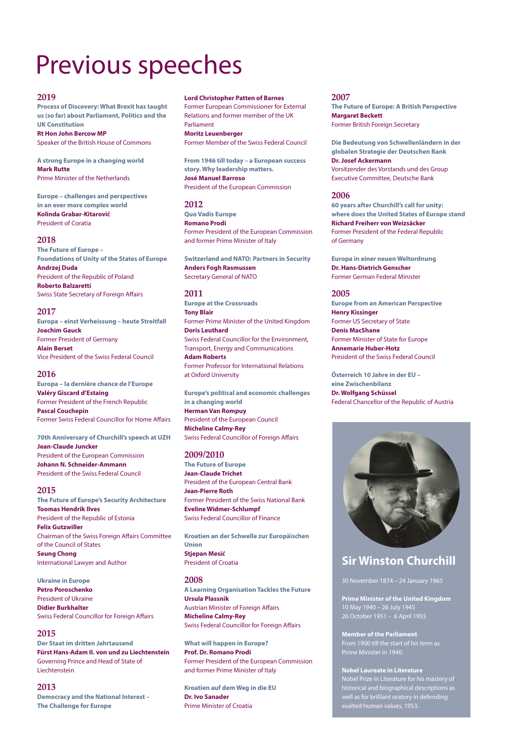# Previous speeches

## 2019

**Process of Discovery: What Brexit has taught us (so far) about Parliament, Politics and the UK Constitution**
**Rt Hon John Bercow MP**
Speaker of the British House of Commons

**A strong Europe in a changing world**
**Mark Rutte**
Prime Minister of the Netherlands

**Europe – challenges and perspectives in an ever more complex world**
**Kolinda Grabar-Kitarović**
President of Coratia

## 2018

**The Future of Europe – Foundations of Unity of the States of Europe**
**Andrzej Duda**
President of the Republic of Poland
**Roberto Balzaretti**
Swiss State Secretary of Foreign Affairs

## 2017

**Europa – einst Verheissung – heute Streitfall**
**Joachim Gauck**
Former President of Germany
**Alain Berset**
Vice President of the Swiss Federal Council

## 2016

**Europa – la dernière chance de l'Europe**
**Valéry Giscard d'Estaing**
Former President of the French Republic
**Pascal Couchepin**
Former Swiss Federal Councillor for Home Affairs

**70th Anniversary of Churchill's speech at UZH**
**Jean-Claude Juncker**
President of the European Commission
**Johann N. Schneider-Ammann**
President of the Swiss Federal Council

## 2015

**The Future of Europe's Security Architecture**
**Toomas Hendrik Ilves**
President of the Republic of Estonia
**Felix Gutzwiller**
Chairman of the Swiss Foreign Affairs Committee of the Council of States
**Seung Chong**
International Lawyer and Author

**Ukraine in Europe**
**Petro Poroschenko**
President of Ukraine
**Didier Burkhalter**
Swiss Federal Councillor for Foreign Affairs

## 2015

**Der Staat im dritten Jahrtausend**
**Fürst Hans-Adam II. von und zu Liechtenstein**
Governing Prince and Head of State of Liechtenstein

## 2013

**Democracy and the National Interest – The Challenge for Europe**
**Lord Christopher Patten of Barnes**
Former European Commissioner for External Relations and former member of the UK Parliament
**Moritz Leuenberger**
Former Member of the Swiss Federal Council

**From 1946 till today – a European success story. Why leadership matters.**
**José Manuel Barroso**
President of the European Commission

## 2012

**Quo Vadis Europe**
**Romano Prodi**
Former President of the European Commission and former Prime Minister of Italy

**Switzerland and NATO: Partners in Security**
**Anders Fogh Rasmussen**
Secretary General of NATO

## 2011

**Europe at the Crossroads**
**Tony Blair**
Former Prime Minister of the United Kingdom
**Doris Leuthard**
Swiss Federal Councillor for the Environment, Transport, Energy and Communications
**Adam Roberts**
Former Professor for International Relations at Oxford University

**Europe's political and economic challenges in a changing world**
**Herman Van Rompuy**
President of the European Council
**Micheline Calmy-Rey**
Swiss Federal Councillor of Foreign Affairs

## 2009/2010

**The Future of Europe**
**Jean-Claude Trichet**
President of the European Central Bank
**Jean-Pierre Roth**
Former President of the Swiss National Bank
**Eveline Widmer-Schlumpf**
Swiss Federal Councillor of Finance

**Kroatien an der Schwelle zur Europäischen Union**
**Stjepan Mesić**
President of Croatia

## 2008

**A Learning Organisation Tackles the Future**
**Ursula Plassnik**
Austrian Minister of Foreign Affairs
**Micheline Calmy-Rey**
Swiss Federal Councillor for Foreign Affairs

**What will happen in Europe?**
**Prof. Dr. Romano Prodi**
Former President of the European Commission and former Prime Minister of Italy

**Kroatien auf dem Weg in die EU**
**Dr. Ivo Sanader**
Prime Minister of Croatia

## 2007

**The Future of Europe: A British Perspective**
**Margaret Beckett**
Former British Foreign Secretary

**Die Bedeutung von Schwellenländern in der globalen Strategie der Deutschen Bank**
**Dr. Josef Ackermann**
Vorsitzender des Vorstands und des Group Executive Committee, Deutsche Bank

## 2006

**60 years after Churchill's call for unity: where does the United States of Europe stand**
**Richard Freiherr von Weizsäcker**
Former President of the Federal Republic of Germany

**Europa in einer neuen Weltordnung**
**Dr. Hans-Dietrich Genscher**
Former German Federal Minister

## 2005

**Europe from an American Perspective**
**Henry Kissinger**
Former US Secretary of State
**Denis MacShane**
Former Minister of State for Europe
**Annemarie Huber-Hotz**
President of the Swiss Federal Council

**Österreich 10 Jahre in der EU – eine Zwischenbilanz**
**Dr. Wolfgang Schüssel**
Federal Chancellor of the Republic of Austria

## Sir Winston Churchill

30 November 1874 – 24 January 1965

**Prime Minister of the United Kingdom**
10 May 1940 – 26 July 1945
26 October 1951 – 6 April 1955

**Member of the Parliament**
From 1900 till the start of his term as Prime Minister in 1940.

**Nobel Laureate in Literature**
Nobel Prize in Literature for his mastery of historical and biographical descriptions as well as for brilliant oratory in defending exalted human values, 1953.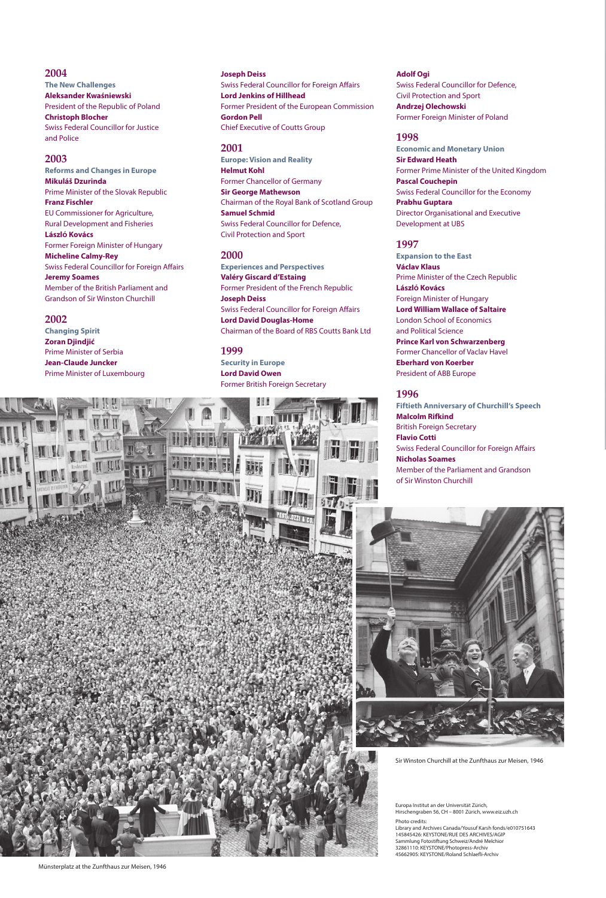## 2004

**The New Challenges**

**Aleksander Kwaśniewski**
President of the Republic of Poland

**Christoph Blocher**
Swiss Federal Councillor for Justice and Police

**Joseph Deiss**
Swiss Federal Councillor for Foreign Affairs

**Lord Jenkins of Hillhead**
Former President of the European Commission

**Gordon Pell**
Chief Executive of Coutts Group

## 2003

**Reforms and Changes in Europe**

**Mikuláš Dzurinda**
Prime Minister of the Slovak Republic

**Franz Fischler**
EU Commissioner for Agriculture, Rural Development and Fisheries

**László Kovács**
Former Foreign Minister of Hungary

**Micheline Calmy-Rey**
Swiss Federal Councillor for Foreign Affairs

**Jeremy Soames**
Member of the British Parliament and Grandson of Sir Winston Churchill

## 2002

**Changing Spirit**

**Zoran Djindjić**
Prime Minister of Serbia

**Jean-Claude Juncker**
Prime Minister of Luxembourg

## 2001

**Europe: Vision and Reality**

**Helmut Kohl**
Former Chancellor of Germany

**Sir George Mathewson**
Chairman of the Royal Bank of Scotland Group

**Samuel Schmid**
Swiss Federal Councillor for Defence, Civil Protection and Sport

## 2000

**Experiences and Perspectives**

**Valéry Giscard d'Estaing**
Former President of the French Republic

**Joseph Deiss**
Swiss Federal Councillor for Foreign Affairs

**Lord David Douglas-Home**
Chairman of the Board of RBS Coutts Bank Ltd

## 1999

**Security in Europe**

**Lord David Owen**
Former British Foreign Secretary

**Adolf Ogi**
Swiss Federal Councillor for Defence, Civil Protection and Sport

**Andrzej Olechowski**
Former Foreign Minister of Poland

## 1998

**Economic and Monetary Union**

**Sir Edward Heath**
Former Prime Minister of the United Kingdom

**Pascal Couchepin**
Swiss Federal Councillor for the Economy

**Prabhu Guptara**
Director Organisational and Executive Development at UBS

## 1997

**Expansion to the East**

**Václav Klaus**
Prime Minister of the Czech Republic

**László Kovács**
Foreign Minister of Hungary

**Lord William Wallace of Saltaire**
London School of Economics and Political Science

**Prince Karl von Schwarzenberg**
Former Chancellor of Vaclav Havel

**Eberhard von Koerber**
President of ABB Europe

## 1996

**Fiftieth Anniversary of Churchill's Speech**

**Malcolm Rifkind**
British Foreign Secretary

**Flavio Cotti**
Swiss Federal Councillor for Foreign Affairs

**Nicholas Soames**
Member of the Parliament and Grandson of Sir Winston Churchill

Sir Winston Churchill at the Zunfthaus zur Meisen, 1946

Münsterplatz at the Zunfthaus zur Meisen, 1946

Europa Institut an der Universität Zürich,
Hirschengraben 56, CH – 8001 Zürich, www.eiz.uzh.ch

Photo credits:
Library and Archives Canada/Yousuf Karsh fonds/e010751643
145845426: KEYSTONE/RUE DES ARCHIVES/AGIP
Sammlung Fotostiftung Schweiz/André Melchior
32861110: KEYSTONE/Photopress-Archiv
45662905: KEYSTONE/Roland Schlaefli-Archiv